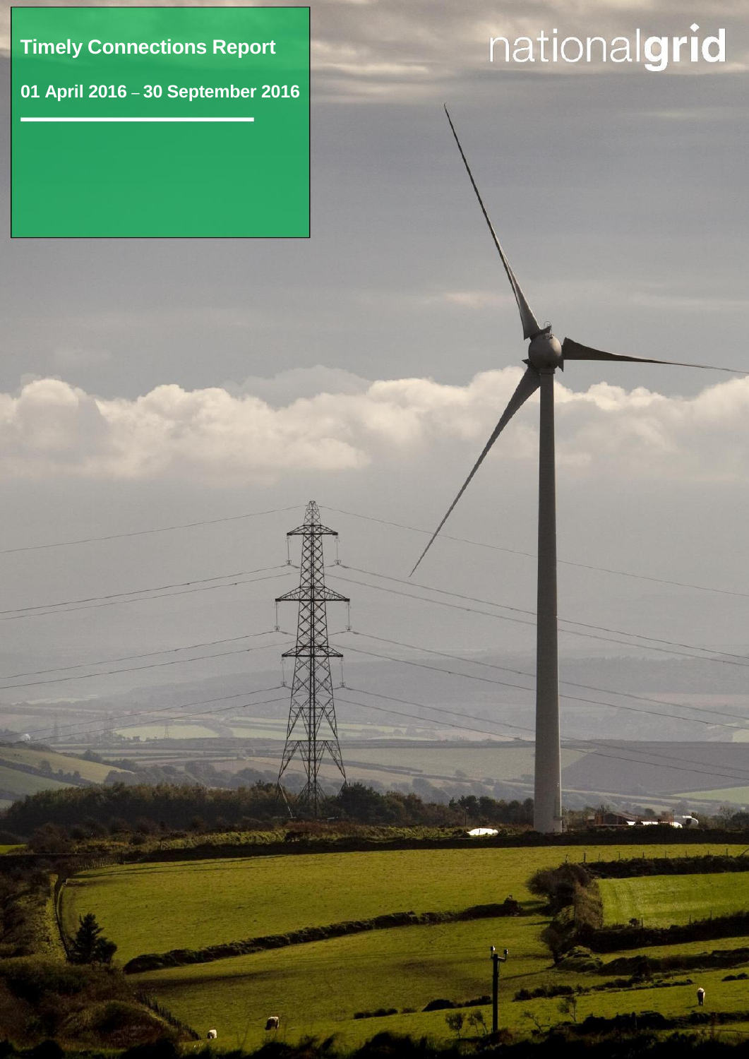# Timely Connections Report

**01 April 2016 – 30 September 2016**

nationalgrid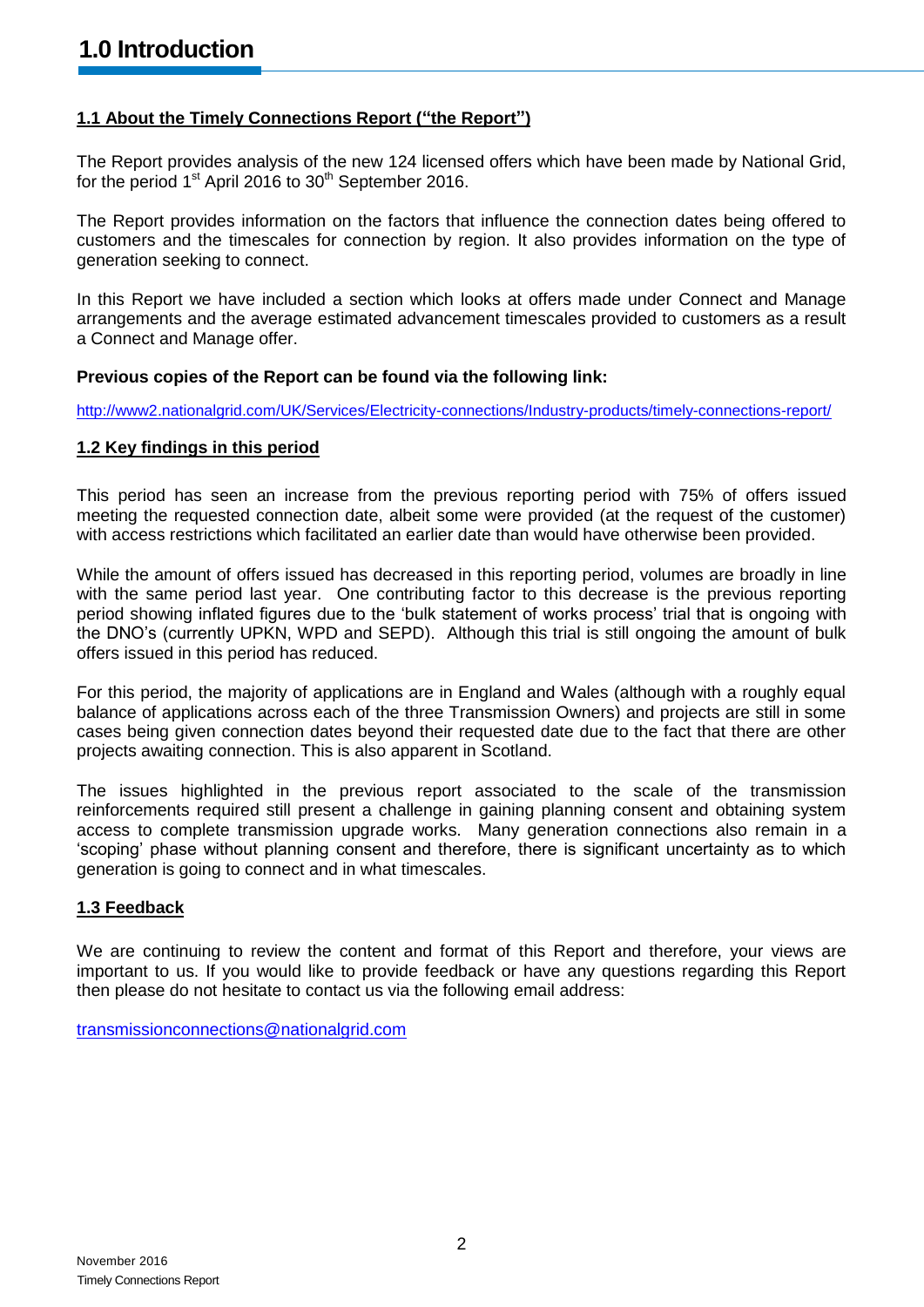# 1.0 Introduction

## 1.1 About the Timely Connections Report ("the Report")

The Report provides analysis of the new 124 licensed offers which have been made by National Grid, for the period 1st April 2016 to 30th September 2016.

The Report provides information on the factors that influence the connection dates being offered to customers and the timescales for connection by region. It also provides information on the type of generation seeking to connect.

In this Report we have included a section which looks at offers made under Connect and Manage arrangements and the average estimated advancement timescales provided to customers as a result a Connect and Manage offer.

**Previous copies of the Report can be found via the following link:**

http://www2.nationalgrid.com/UK/Services/Electricity-connections/Industry-products/timely-connections-report/

## 1.2 Key findings in this period

This period has seen an increase from the previous reporting period with 75% of offers issued meeting the requested connection date, albeit some were provided (at the request of the customer) with access restrictions which facilitated an earlier date than would have otherwise been provided.

While the amount of offers issued has decreased in this reporting period, volumes are broadly in line with the same period last year. One contributing factor to this decrease is the previous reporting period showing inflated figures due to the 'bulk statement of works process' trial that is ongoing with the DNO's (currently UPKN, WPD and SEPD). Although this trial is still ongoing the amount of bulk offers issued in this period has reduced.

For this period, the majority of applications are in England and Wales (although with a roughly equal balance of applications across each of the three Transmission Owners) and projects are still in some cases being given connection dates beyond their requested date due to the fact that there are other projects awaiting connection. This is also apparent in Scotland.

The issues highlighted in the previous report associated to the scale of the transmission reinforcements required still present a challenge in gaining planning consent and obtaining system access to complete transmission upgrade works. Many generation connections also remain in a 'scoping' phase without planning consent and therefore, there is significant uncertainty as to which generation is going to connect and in what timescales.

## 1.3 Feedback

We are continuing to review the content and format of this Report and therefore, your views are important to us. If you would like to provide feedback or have any questions regarding this Report then please do not hesitate to contact us via the following email address:

transmissionconnections@nationalgrid.com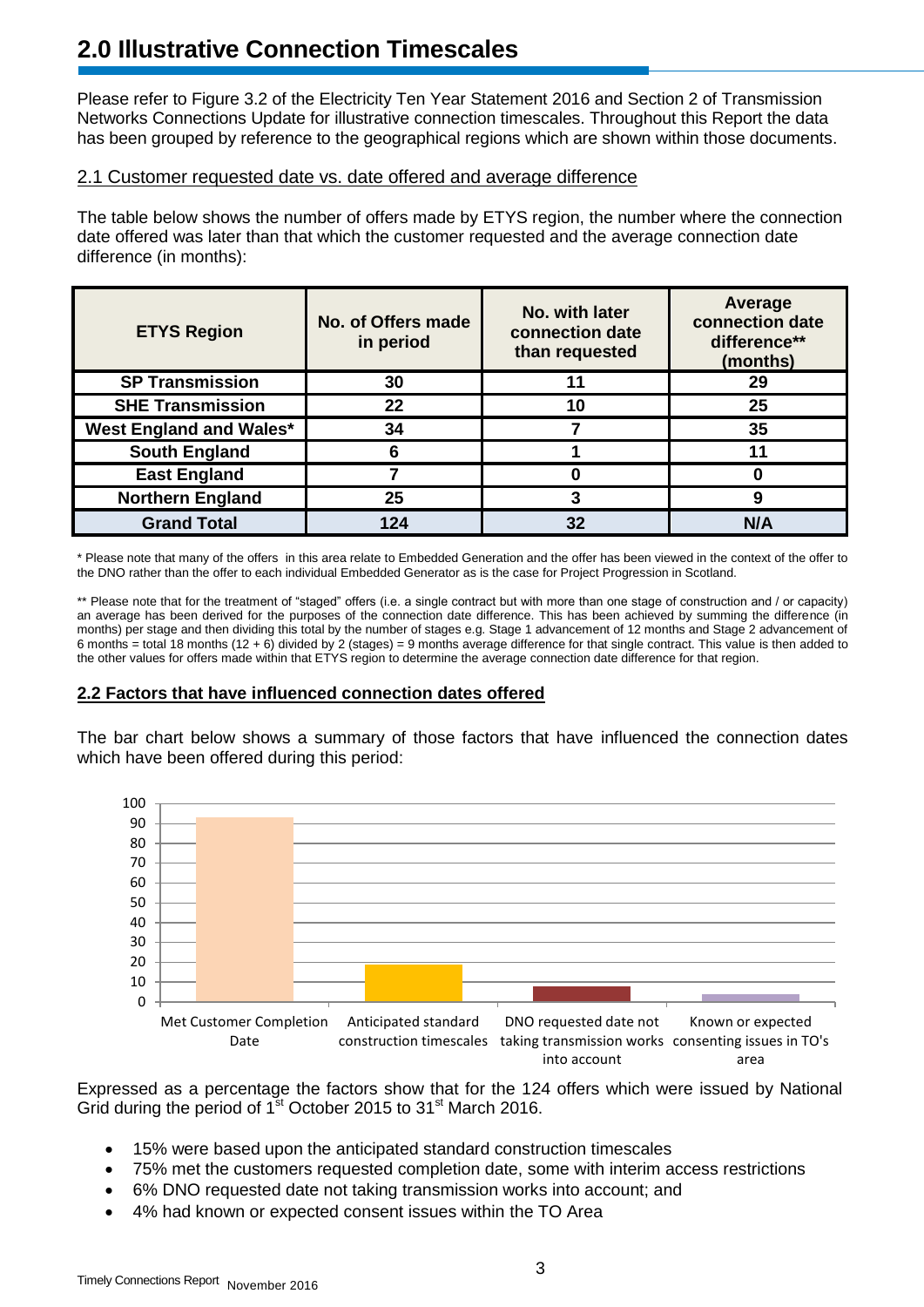# 2.0 Illustrative Connection Timescales

Please refer to Figure 3.2 of the Electricity Ten Year Statement 2016 and Section 2 of Transmission Networks Connections Update for illustrative connection timescales. Throughout this Report the data has been grouped by reference to the geographical regions which are shown within those documents.

## 2.1 Customer requested date vs. date offered and average difference

The table below shows the number of offers made by ETYS region, the number where the connection date offered was later than that which the customer requested and the average connection date difference (in months):

| ETYS Region | No. of Offers made in period | No. with later connection date than requested | Average connection date difference** (months) |
|---|---|---|---|
| SP Transmission | 30 | 11 | 29 |
| SHE Transmission | 22 | 10 | 25 |
| West England and Wales* | 34 | 7 | 35 |
| South England | 6 | 1 | 11 |
| East England | 7 | 0 | 0 |
| Northern England | 25 | 3 | 9 |
| **Grand Total** | **124** | **32** | **N/A** |

\* Please note that many of the offers in this area relate to Embedded Generation and the offer has been viewed in the context of the offer to the DNO rather than the offer to each individual Embedded Generator as is the case for Project Progression in Scotland.

** Please note that for the treatment of "staged" offers (i.e. a single contract but with more than one stage of construction and / or capacity) an average has been derived for the purposes of the connection date difference. This has been achieved by summing the difference (in months) per stage and then dividing this total by the number of stages e.g. Stage 1 advancement of 12 months and Stage 2 advancement of 6 months = total 18 months (12 + 6) divided by 2 (stages) = 9 months average difference for that single contract. This value is then added to the other values for offers made within that ETYS region to determine the average connection date difference for that region.

## 2.2 Factors that have influenced connection dates offered

The bar chart below shows a summary of those factors that have influenced the connection dates which have been offered during this period:

| Factor | Number of offers (approx.) |
|---|---|
| Met Customer Completion Date | 93 |
| Anticipated standard construction timescales | 19 |
| DNO requested date not taking transmission works into account | 8 |
| Known or expected consenting issues in TO's area | 4 |

Expressed as a percentage the factors show that for the 124 offers which were issued by National Grid during the period of 1st October 2015 to 31st March 2016.

- 15% were based upon the anticipated standard construction timescales
- 75% met the customers requested completion date, some with interim access restrictions
- 6% DNO requested date not taking transmission works into account; and
- 4% had known or expected consent issues within the TO Area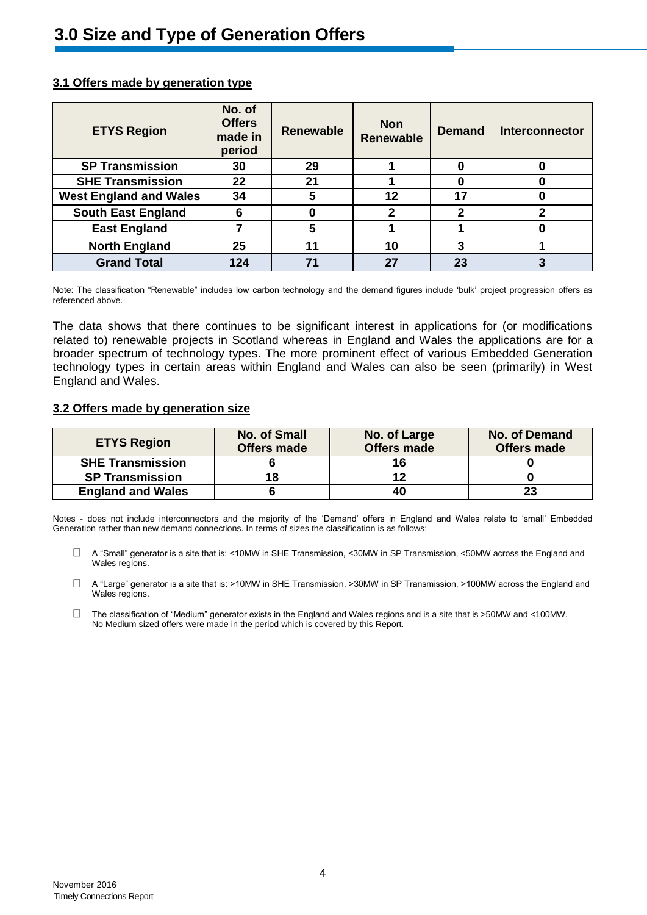# 3.0 Size and Type of Generation Offers

## 3.1 Offers made by generation type

| ETYS Region | No. of Offers made in period | Renewable | Non Renewable | Demand | Interconnector |
|---|---|---|---|---|---|
| SP Transmission | 30 | 29 | 1 | 0 | 0 |
| SHE Transmission | 22 | 21 | 1 | 0 | 0 |
| West England and Wales | 34 | 5 | 12 | 17 | 0 |
| South East England | 6 | 0 | 2 | 2 | 2 |
| East England | 7 | 5 | 1 | 1 | 0 |
| North England | 25 | 11 | 10 | 3 | 1 |
| **Grand Total** | **124** | **71** | **27** | **23** | **3** |

Note: The classification "Renewable" includes low carbon technology and the demand figures include 'bulk' project progression offers as referenced above.

The data shows that there continues to be significant interest in applications for (or modifications related to) renewable projects in Scotland whereas in England and Wales the applications are for a broader spectrum of technology types. The more prominent effect of various Embedded Generation technology types in certain areas within England and Wales can also be seen (primarily) in West England and Wales.

## 3.2 Offers made by generation size

| ETYS Region | No. of Small Offers made | No. of Large Offers made | No. of Demand Offers made |
|---|---|---|---|
| SHE Transmission | 6 | 16 | 0 |
| SP Transmission | 18 | 12 | 0 |
| England and Wales | 6 | 40 | 23 |

Notes - does not include interconnectors and the majority of the 'Demand' offers in England and Wales relate to 'small' Embedded Generation rather than new demand connections. In terms of sizes the classification is as follows:

- A "Small" generator is a site that is: <10MW in SHE Transmission, <30MW in SP Transmission, <50MW across the England and Wales regions.
- A "Large" generator is a site that is: >10MW in SHE Transmission, >30MW in SP Transmission, >100MW across the England and Wales regions.
- The classification of "Medium" generator exists in the England and Wales regions and is a site that is >50MW and <100MW. No Medium sized offers were made in the period which is covered by this Report.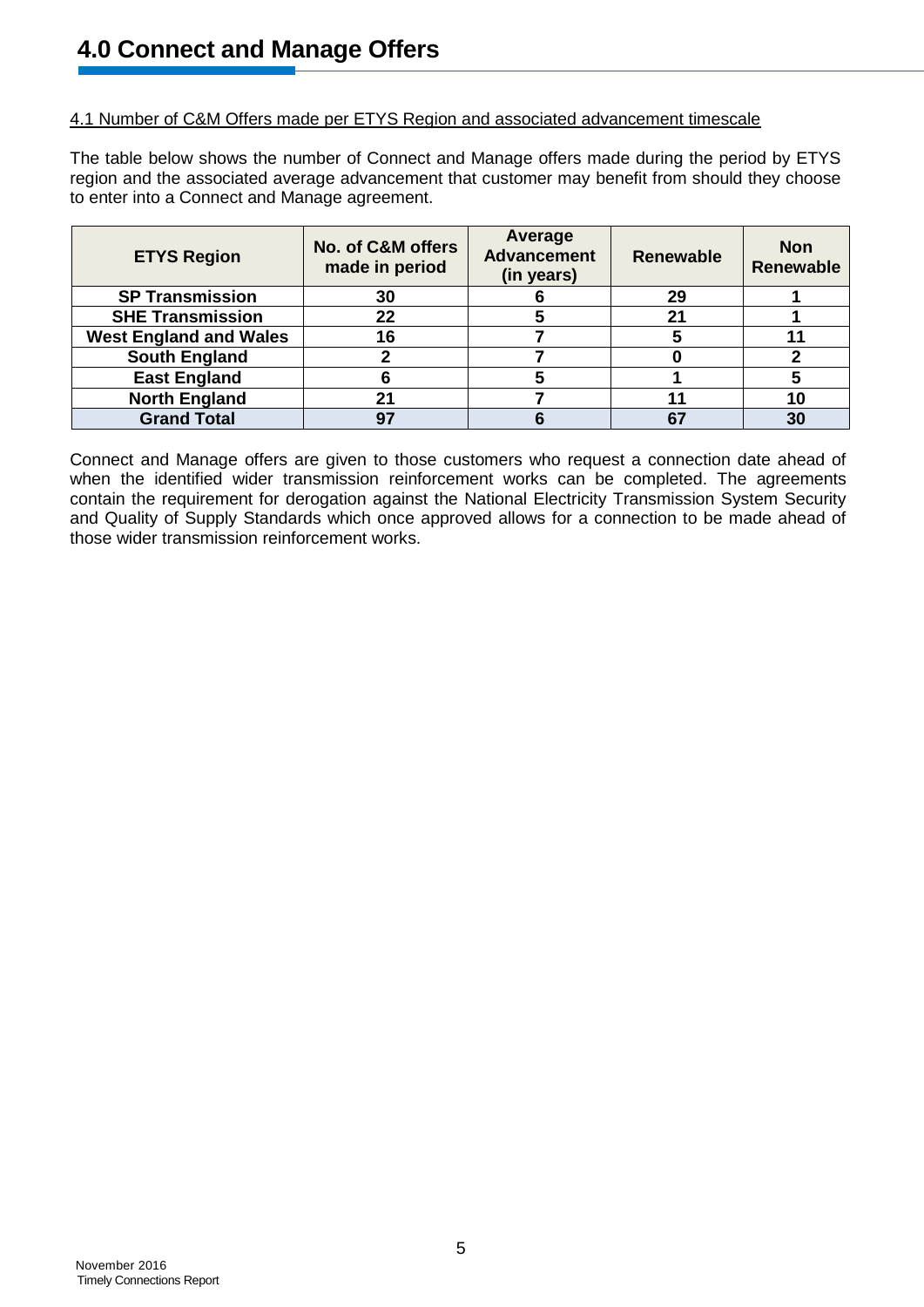# 4.0 Connect and Manage Offers

4.1 Number of C&M Offers made per ETYS Region and associated advancement timescale

The table below shows the number of Connect and Manage offers made during the period by ETYS region and the associated average advancement that customer may benefit from should they choose to enter into a Connect and Manage agreement.

| ETYS Region | No. of C&M offers made in period | Average Advancement (in years) | Renewable | Non Renewable |
|---|---|---|---|---|
| SP Transmission | 30 | 6 | 29 | 1 |
| SHE Transmission | 22 | 5 | 21 | 1 |
| West England and Wales | 16 | 7 | 5 | 11 |
| South England | 2 | 7 | 0 | 2 |
| East England | 6 | 5 | 1 | 5 |
| North England | 21 | 7 | 11 | 10 |
| **Grand Total** | **97** | **6** | **67** | **30** |

Connect and Manage offers are given to those customers who request a connection date ahead of when the identified wider transmission reinforcement works can be completed. The agreements contain the requirement for derogation against the National Electricity Transmission System Security and Quality of Supply Standards which once approved allows for a connection to be made ahead of those wider transmission reinforcement works.